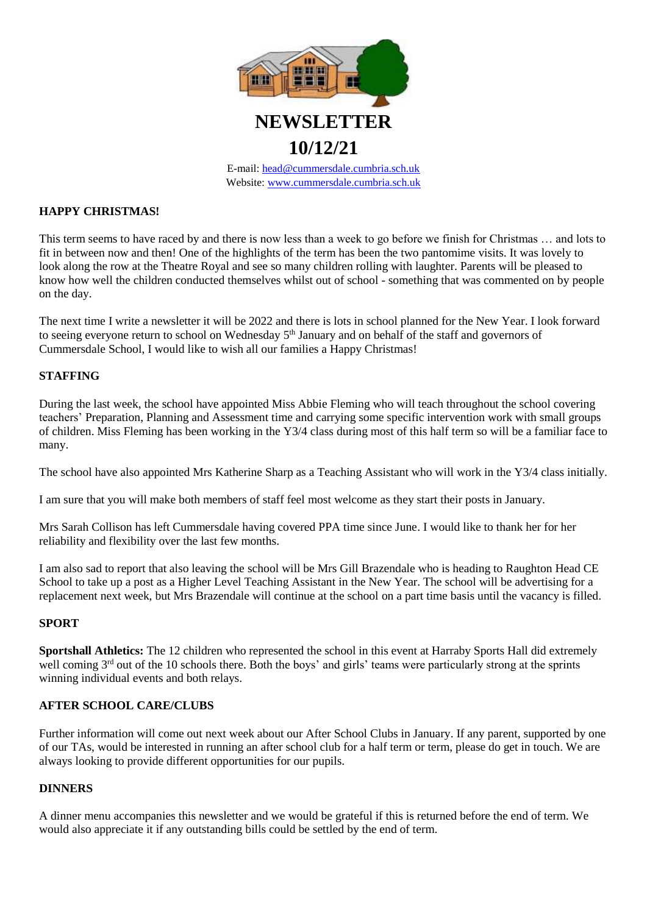# NEWSLETTER

# 10/12/21

E-mail: head@cummersdale.cumbria.sch.uk
Website: www.cummersdale.cumbria.sch.uk

**HAPPY CHRISTMAS!**

This term seems to have raced by and there is now less than a week to go before we finish for Christmas … and lots to fit in between now and then! One of the highlights of the term has been the two pantomime visits. It was lovely to look along the row at the Theatre Royal and see so many children rolling with laughter. Parents will be pleased to know how well the children conducted themselves whilst out of school - something that was commented on by people on the day.

The next time I write a newsletter it will be 2022 and there is lots in school planned for the New Year. I look forward to seeing everyone return to school on Wednesday 5th January and on behalf of the staff and governors of Cummersdale School, I would like to wish all our families a Happy Christmas!

**STAFFING**

During the last week, the school have appointed Miss Abbie Fleming who will teach throughout the school covering teachers' Preparation, Planning and Assessment time and carrying some specific intervention work with small groups of children. Miss Fleming has been working in the Y3/4 class during most of this half term so will be a familiar face to many.

The school have also appointed Mrs Katherine Sharp as a Teaching Assistant who will work in the Y3/4 class initially.

I am sure that you will make both members of staff feel most welcome as they start their posts in January.

Mrs Sarah Collison has left Cummersdale having covered PPA time since June. I would like to thank her for her reliability and flexibility over the last few months.

I am also sad to report that also leaving the school will be Mrs Gill Brazendale who is heading to Raughton Head CE School to take up a post as a Higher Level Teaching Assistant in the New Year. The school will be advertising for a replacement next week, but Mrs Brazendale will continue at the school on a part time basis until the vacancy is filled.

**SPORT**

**Sportshall Athletics:** The 12 children who represented the school in this event at Harraby Sports Hall did extremely well coming 3rd out of the 10 schools there. Both the boys' and girls' teams were particularly strong at the sprints winning individual events and both relays.

**AFTER SCHOOL CARE/CLUBS**

Further information will come out next week about our After School Clubs in January. If any parent, supported by one of our TAs, would be interested in running an after school club for a half term or term, please do get in touch. We are always looking to provide different opportunities for our pupils.

**DINNERS**

A dinner menu accompanies this newsletter and we would be grateful if this is returned before the end of term. We would also appreciate it if any outstanding bills could be settled by the end of term.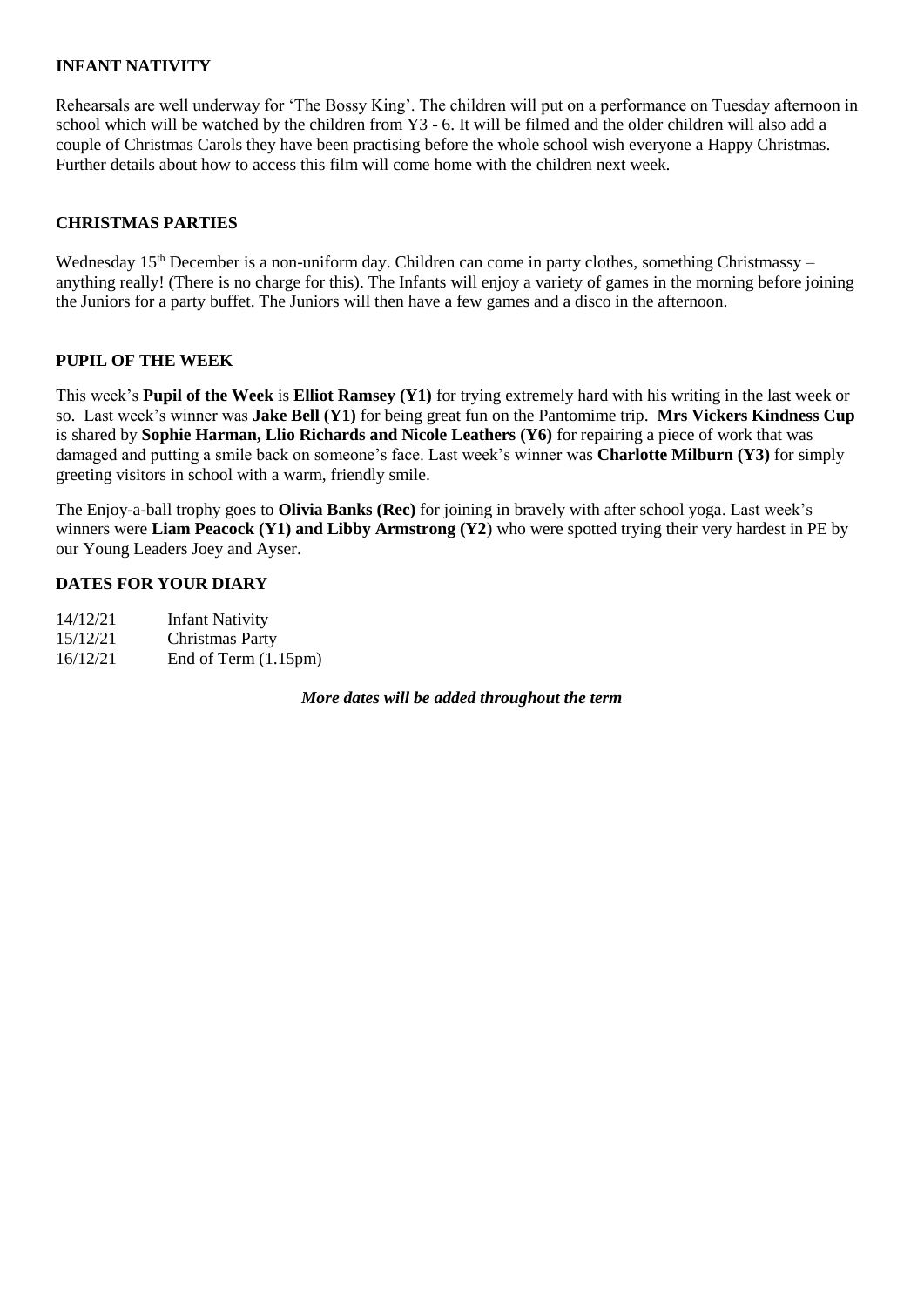## INFANT NATIVITY

Rehearsals are well underway for 'The Bossy King'. The children will put on a performance on Tuesday afternoon in school which will be watched by the children from Y3 - 6. It will be filmed and the older children will also add a couple of Christmas Carols they have been practising before the whole school wish everyone a Happy Christmas. Further details about how to access this film will come home with the children next week.

## CHRISTMAS PARTIES

Wednesday 15th December is a non-uniform day. Children can come in party clothes, something Christmassy – anything really! (There is no charge for this). The Infants will enjoy a variety of games in the morning before joining the Juniors for a party buffet. The Juniors will then have a few games and a disco in the afternoon.

## PUPIL OF THE WEEK

This week's **Pupil of the Week** is **Elliot Ramsey (Y1)** for trying extremely hard with his writing in the last week or so. Last week's winner was **Jake Bell (Y1)** for being great fun on the Pantomime trip. **Mrs Vickers Kindness Cup** is shared by **Sophie Harman, Llio Richards and Nicole Leathers (Y6)** for repairing a piece of work that was damaged and putting a smile back on someone's face. Last week's winner was **Charlotte Milburn (Y3)** for simply greeting visitors in school with a warm, friendly smile.

The Enjoy-a-ball trophy goes to **Olivia Banks (Rec)** for joining in bravely with after school yoga. Last week's winners were **Liam Peacock (Y1) and Libby Armstrong (Y2)** who were spotted trying their very hardest in PE by our Young Leaders Joey and Ayser.

## DATES FOR YOUR DIARY

| | |
|---|---|
| 14/12/21 | Infant Nativity |
| 15/12/21 | Christmas Party |
| 16/12/21 | End of Term (1.15pm) |

***More dates will be added throughout the term***